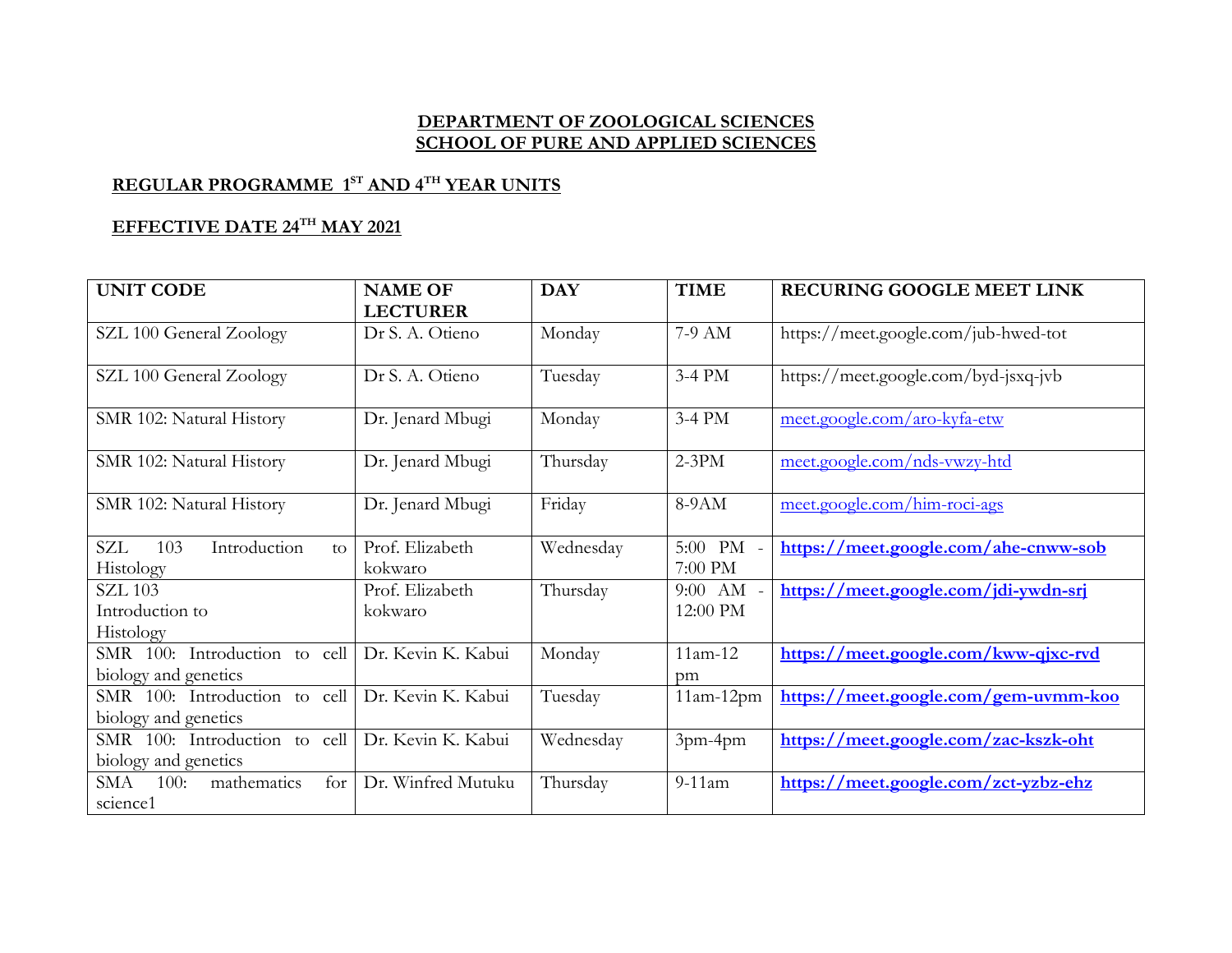# DEPARTMENT OF ZOOLOGICAL SCIENCES
# SCHOOL OF PURE AND APPLIED SCIENCES

## REGULAR PROGRAMME 1[ST] AND 4[TH] YEAR UNITS

## EFFECTIVE DATE 24[TH] MAY 2021

| UNIT CODE | NAME OF LECTURER | DAY | TIME | RECURING GOOGLE MEET LINK |
|---|---|---|---|---|
| SZL 100 General Zoology | Dr S. A. Otieno | Monday | 7-9 AM | https://meet.google.com/jub-hwed-tot |
| SZL 100 General Zoology | Dr S. A. Otieno | Tuesday | 3-4 PM | https://meet.google.com/byd-jsxq-jvb |
| SMR 102: Natural History | Dr. Jenard Mbugi | Monday | 3-4 PM | meet.google.com/aro-kyfa-etw |
| SMR 102: Natural History | Dr. Jenard Mbugi | Thursday | 2-3PM | meet.google.com/nds-vwzy-htd |
| SMR 102: Natural History | Dr. Jenard Mbugi | Friday | 8-9AM | meet.google.com/him-roci-ags |
| SZL 103 Introduction to Histology | Prof. Elizabeth kokwaro | Wednesday | 5:00 PM - 7:00 PM | **https://meet.google.com/ahe-cnww-sob** |
| SZL 103 Introduction to Histology | Prof. Elizabeth kokwaro | Thursday | 9:00 AM - 12:00 PM | **https://meet.google.com/jdi-ywdn-srj** |
| SMR 100: Introduction to cell biology and genetics | Dr. Kevin K. Kabui | Monday | 11am-12 pm | **https://meet.google.com/kww-qjxc-rvd** |
| SMR 100: Introduction to cell biology and genetics | Dr. Kevin K. Kabui | Tuesday | 11am-12pm | **https://meet.google.com/gem-uvmm-koo** |
| SMR 100: Introduction to cell biology and genetics | Dr. Kevin K. Kabui | Wednesday | 3pm-4pm | **https://meet.google.com/zac-kszk-oht** |
| SMA 100: mathematics for science1 | Dr. Winfred Mutuku | Thursday | 9-11am | **https://meet.google.com/zct-yzbz-ehz** |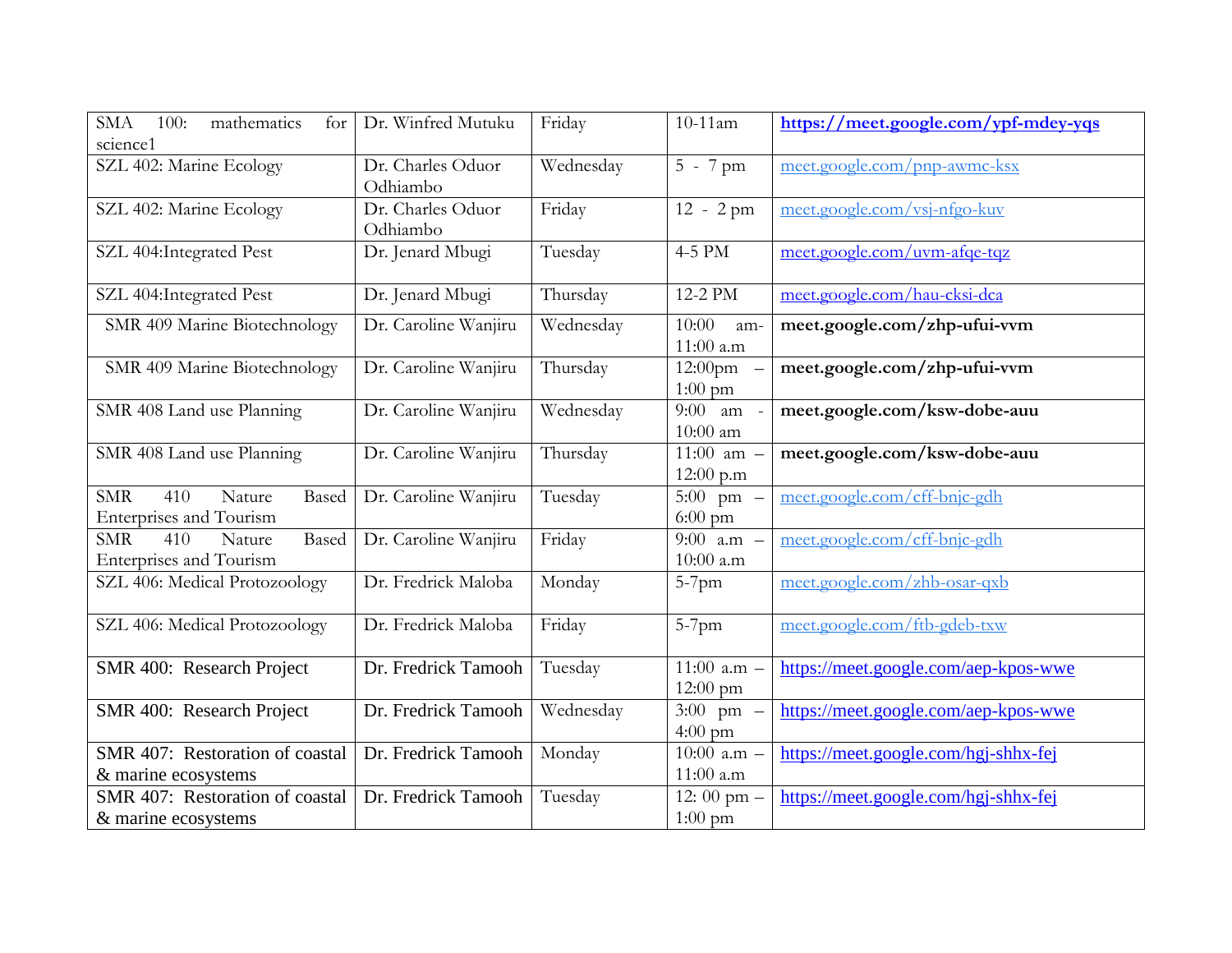| SMA 100: mathematics for science1 | Dr. Winfred Mutuku | Friday | 10-11am | **https://meet.google.com/ypf-mdey-yqs** |
|---|---|---|---|---|
| SZL 402: Marine Ecology | Dr. Charles Oduor Odhiambo | Wednesday | 5 - 7 pm | meet.google.com/pnp-awmc-ksx |
| SZL 402: Marine Ecology | Dr. Charles Oduor Odhiambo | Friday | 12 - 2 pm | meet.google.com/vsj-nfgo-kuv |
| SZL 404:Integrated Pest | Dr. Jenard Mbugi | Tuesday | 4-5 PM | meet.google.com/uvm-afqe-tqz |
| SZL 404:Integrated Pest | Dr. Jenard Mbugi | Thursday | 12-2 PM | meet.google.com/hau-cksi-dca |
| SMR 409 Marine Biotechnology | Dr. Caroline Wanjiru | Wednesday | 10:00 am-11:00 a.m | **meet.google.com/zhp-ufui-vvm** |
| SMR 409 Marine Biotechnology | Dr. Caroline Wanjiru | Thursday | 12:00pm – 1:00 pm | **meet.google.com/zhp-ufui-vvm** |
| SMR 408 Land use Planning | Dr. Caroline Wanjiru | Wednesday | 9:00 am - 10:00 am | **meet.google.com/ksw-dobe-auu** |
| SMR 408 Land use Planning | Dr. Caroline Wanjiru | Thursday | 11:00 am – 12:00 p.m | **meet.google.com/ksw-dobe-auu** |
| SMR 410 Nature Based Enterprises and Tourism | Dr. Caroline Wanjiru | Tuesday | 5:00 pm – 6:00 pm | meet.google.com/cff-bnjc-gdh |
| SMR 410 Nature Based Enterprises and Tourism | Dr. Caroline Wanjiru | Friday | 9:00 a.m – 10:00 a.m | meet.google.com/cff-bnjc-gdh |
| SZL 406: Medical Protozoology | Dr. Fredrick Maloba | Monday | 5-7pm | meet.google.com/zhb-osar-qxb |
| SZL 406: Medical Protozoology | Dr. Fredrick Maloba | Friday | 5-7pm | meet.google.com/ftb-gdeb-txw |
| SMR 400: Research Project | Dr. Fredrick Tamooh | Tuesday | 11:00 a.m – 12:00 pm | https://meet.google.com/aep-kpos-wwe |
| SMR 400: Research Project | Dr. Fredrick Tamooh | Wednesday | 3:00 pm – 4:00 pm | https://meet.google.com/aep-kpos-wwe |
| SMR 407: Restoration of coastal & marine ecosystems | Dr. Fredrick Tamooh | Monday | 10:00 a.m – 11:00 a.m | https://meet.google.com/hgj-shhx-fej |
| SMR 407: Restoration of coastal & marine ecosystems | Dr. Fredrick Tamooh | Tuesday | 12: 00 pm – 1:00 pm | https://meet.google.com/hgj-shhx-fej |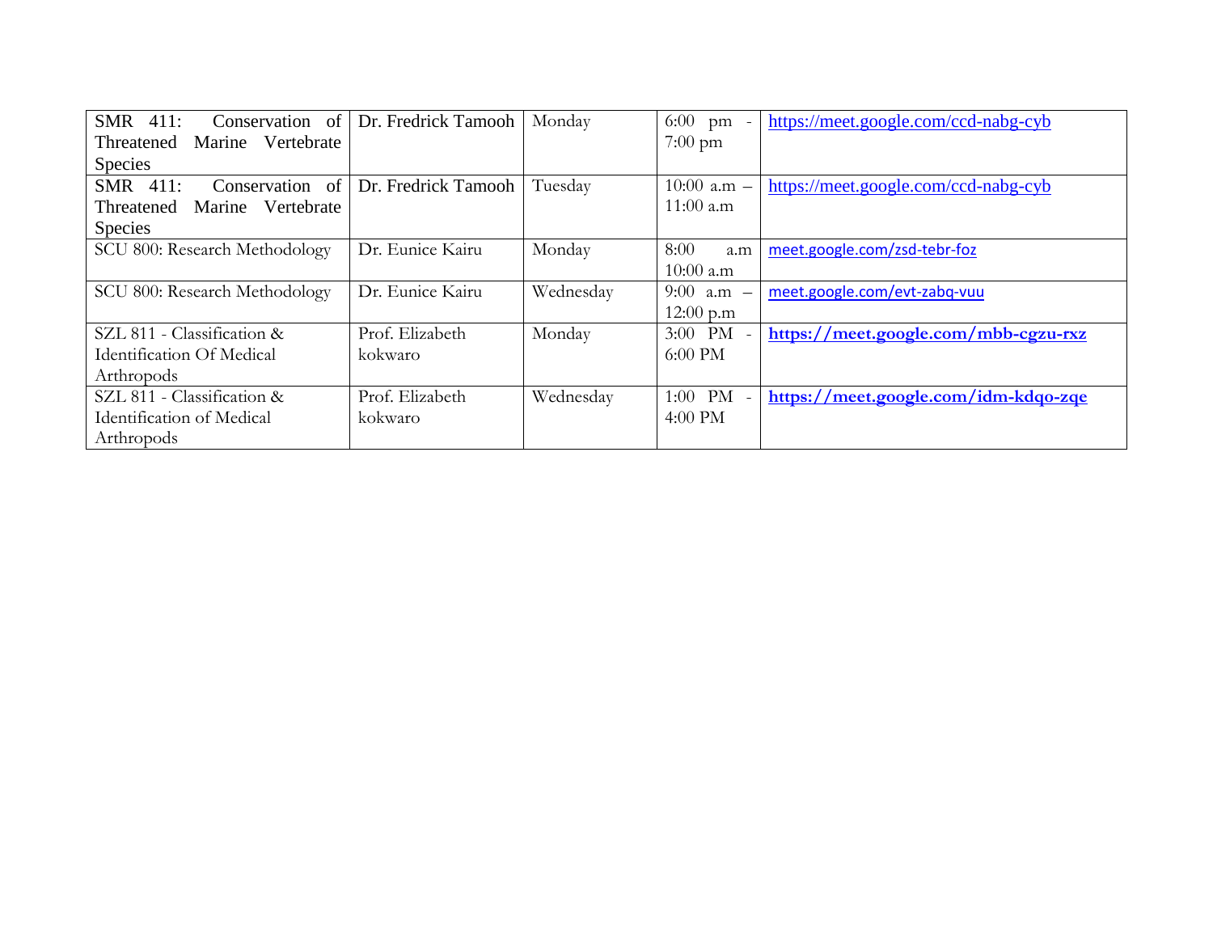| | | | | |
|---|---|---|---|---|
| SMR 411: Conservation of Threatened Marine Vertebrate Species | Dr. Fredrick Tamooh | Monday | 6:00 pm - 7:00 pm | https://meet.google.com/ccd-nabg-cyb |
| SMR 411: Conservation of Threatened Marine Vertebrate Species | Dr. Fredrick Tamooh | Tuesday | 10:00 a.m – 11:00 a.m | https://meet.google.com/ccd-nabg-cyb |
| SCU 800: Research Methodology | Dr. Eunice Kairu | Monday | 8:00 a.m 10:00 a.m | meet.google.com/zsd-tebr-foz |
| SCU 800: Research Methodology | Dr. Eunice Kairu | Wednesday | 9:00 a.m – 12:00 p.m | meet.google.com/evt-zabq-vuu |
| SZL 811 - Classification & Identification Of Medical Arthropods | Prof. Elizabeth kokwaro | Monday | 3:00 PM - 6:00 PM | **https://meet.google.com/mbb-cgzu-rxz** |
| SZL 811 - Classification & Identification of Medical Arthropods | Prof. Elizabeth kokwaro | Wednesday | 1:00 PM - 4:00 PM | **https://meet.google.com/idm-kdqo-zqe** |